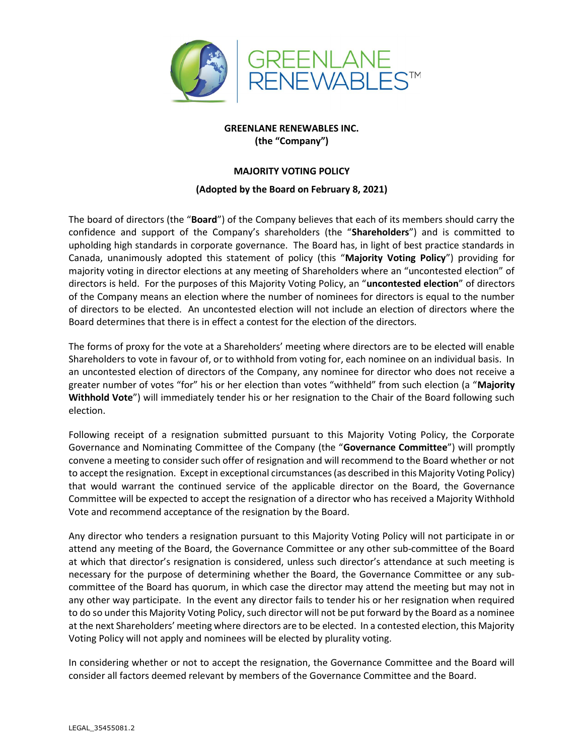**GREENLANE RENEWABLES INC.**
**(the "Company")**

**MAJORITY VOTING POLICY**

**(Adopted by the Board on February 8, 2021)**

The board of directors (the "**Board**") of the Company believes that each of its members should carry the confidence and support of the Company's shareholders (the "**Shareholders**") and is committed to upholding high standards in corporate governance. The Board has, in light of best practice standards in Canada, unanimously adopted this statement of policy (this "**Majority Voting Policy**") providing for majority voting in director elections at any meeting of Shareholders where an "uncontested election" of directors is held. For the purposes of this Majority Voting Policy, an "**uncontested election**" of directors of the Company means an election where the number of nominees for directors is equal to the number of directors to be elected. An uncontested election will not include an election of directors where the Board determines that there is in effect a contest for the election of the directors.

The forms of proxy for the vote at a Shareholders' meeting where directors are to be elected will enable Shareholders to vote in favour of, or to withhold from voting for, each nominee on an individual basis. In an uncontested election of directors of the Company, any nominee for director who does not receive a greater number of votes "for" his or her election than votes "withheld" from such election (a "**Majority Withhold Vote**") will immediately tender his or her resignation to the Chair of the Board following such election.

Following receipt of a resignation submitted pursuant to this Majority Voting Policy, the Corporate Governance and Nominating Committee of the Company (the "**Governance Committee**") will promptly convene a meeting to consider such offer of resignation and will recommend to the Board whether or not to accept the resignation. Except in exceptional circumstances (as described in this Majority Voting Policy) that would warrant the continued service of the applicable director on the Board, the Governance Committee will be expected to accept the resignation of a director who has received a Majority Withhold Vote and recommend acceptance of the resignation by the Board.

Any director who tenders a resignation pursuant to this Majority Voting Policy will not participate in or attend any meeting of the Board, the Governance Committee or any other sub-committee of the Board at which that director's resignation is considered, unless such director's attendance at such meeting is necessary for the purpose of determining whether the Board, the Governance Committee or any sub-committee of the Board has quorum, in which case the director may attend the meeting but may not in any other way participate. In the event any director fails to tender his or her resignation when required to do so under this Majority Voting Policy, such director will not be put forward by the Board as a nominee at the next Shareholders' meeting where directors are to be elected. In a contested election, this Majority Voting Policy will not apply and nominees will be elected by plurality voting.

In considering whether or not to accept the resignation, the Governance Committee and the Board will consider all factors deemed relevant by members of the Governance Committee and the Board.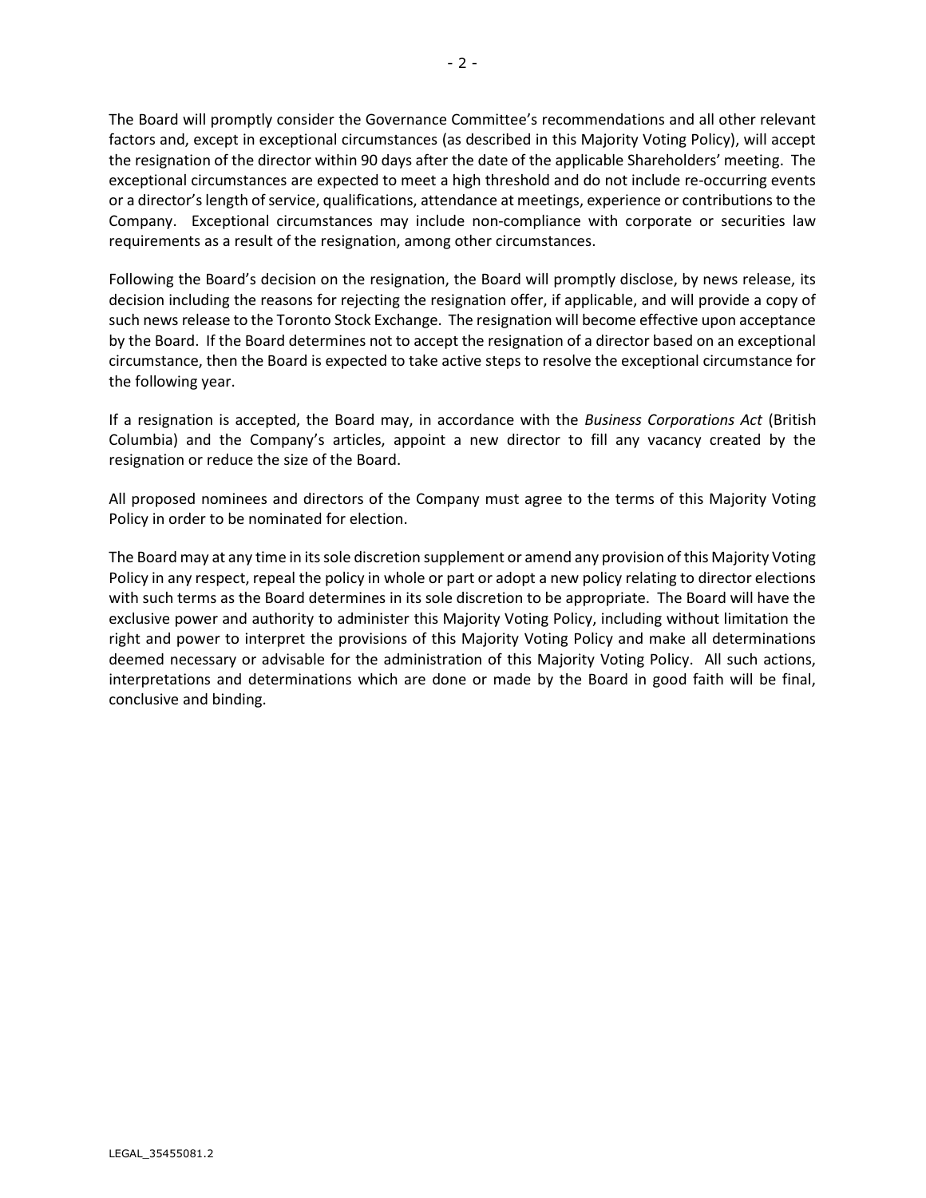The Board will promptly consider the Governance Committee's recommendations and all other relevant factors and, except in exceptional circumstances (as described in this Majority Voting Policy), will accept the resignation of the director within 90 days after the date of the applicable Shareholders' meeting. The exceptional circumstances are expected to meet a high threshold and do not include re-occurring events or a director's length of service, qualifications, attendance at meetings, experience or contributions to the Company. Exceptional circumstances may include non-compliance with corporate or securities law requirements as a result of the resignation, among other circumstances.

Following the Board's decision on the resignation, the Board will promptly disclose, by news release, its decision including the reasons for rejecting the resignation offer, if applicable, and will provide a copy of such news release to the Toronto Stock Exchange. The resignation will become effective upon acceptance by the Board. If the Board determines not to accept the resignation of a director based on an exceptional circumstance, then the Board is expected to take active steps to resolve the exceptional circumstance for the following year.

If a resignation is accepted, the Board may, in accordance with the *Business Corporations Act* (British Columbia) and the Company's articles, appoint a new director to fill any vacancy created by the resignation or reduce the size of the Board.

All proposed nominees and directors of the Company must agree to the terms of this Majority Voting Policy in order to be nominated for election.

The Board may at any time in its sole discretion supplement or amend any provision of this Majority Voting Policy in any respect, repeal the policy in whole or part or adopt a new policy relating to director elections with such terms as the Board determines in its sole discretion to be appropriate. The Board will have the exclusive power and authority to administer this Majority Voting Policy, including without limitation the right and power to interpret the provisions of this Majority Voting Policy and make all determinations deemed necessary or advisable for the administration of this Majority Voting Policy. All such actions, interpretations and determinations which are done or made by the Board in good faith will be final, conclusive and binding.